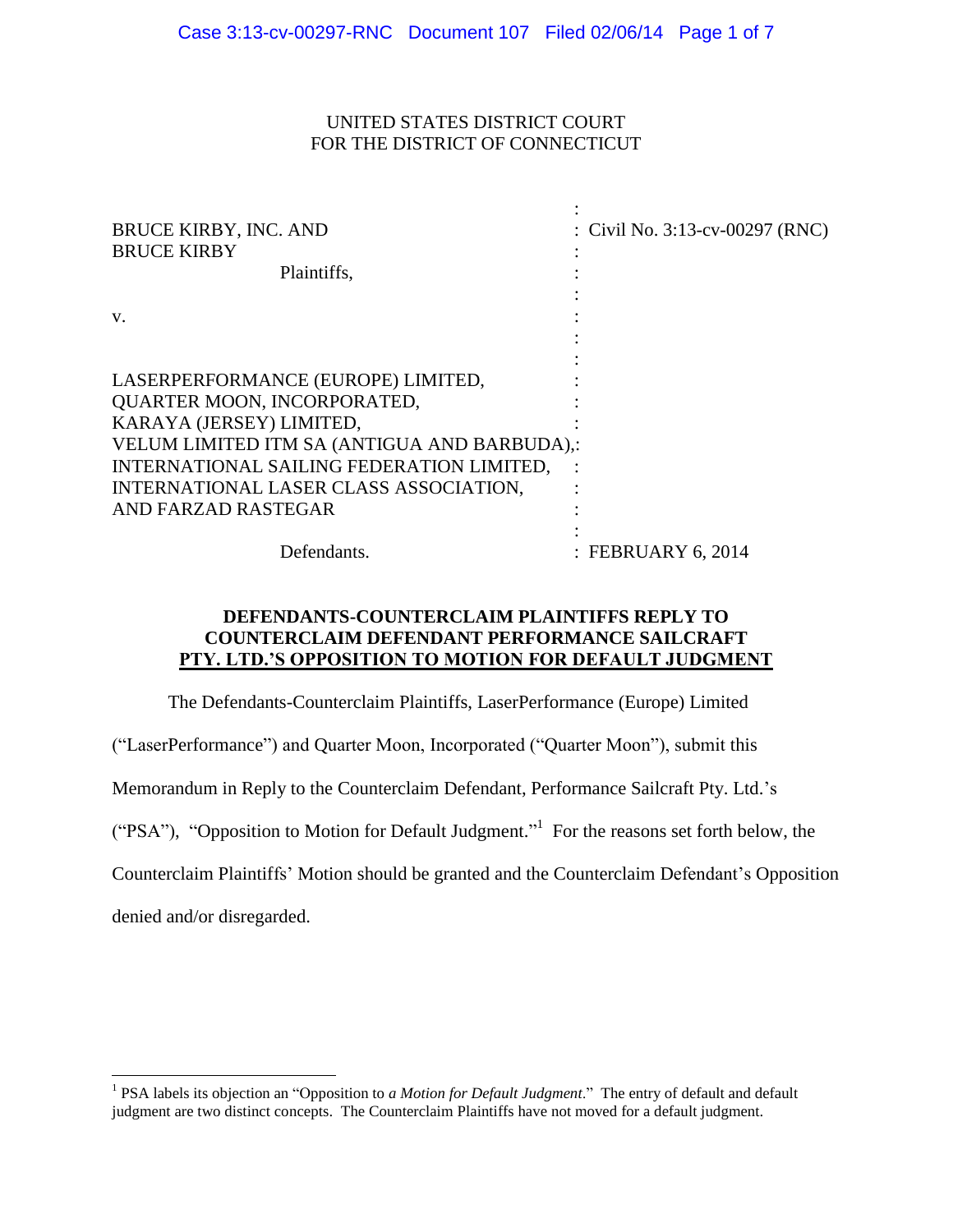UNITED STATES DISTRICT COURT
FOR THE DISTRICT OF CONNECTICUT

| | |
|---|---|
| BRUCE KIRBY, INC. AND BRUCE KIRBY<br>Plaintiffs,<br><br>v.<br><br>LASERPERFORMANCE (EUROPE) LIMITED, QUARTER MOON, INCORPORATED, KARAYA (JERSEY) LIMITED, VELUM LIMITED ITM SA (ANTIGUA AND BARBUDA), INTERNATIONAL SAILING FEDERATION LIMITED, INTERNATIONAL LASER CLASS ASSOCIATION, AND FARZAD RASTEGAR<br><br>Defendants. | Civil No. 3:13-cv-00297 (RNC)<br><br><br><br><br><br><br><br><br><br>FEBRUARY 6, 2014 |

**DEFENDANTS-COUNTERCLAIM PLAINTIFFS REPLY TO COUNTERCLAIM DEFENDANT PERFORMANCE SAILCRAFT PTY. LTD.'S OPPOSITION TO MOTION FOR DEFAULT JUDGMENT**

The Defendants-Counterclaim Plaintiffs, LaserPerformance (Europe) Limited ("LaserPerformance") and Quarter Moon, Incorporated ("Quarter Moon"), submit this Memorandum in Reply to the Counterclaim Defendant, Performance Sailcraft Pty. Ltd.'s ("PSA"), "Opposition to Motion for Default Judgment."[1] For the reasons set forth below, the Counterclaim Plaintiffs' Motion should be granted and the Counterclaim Defendant's Opposition denied and/or disregarded.

---

[1] PSA labels its objection an "Opposition to *a Motion for Default Judgment*." The entry of default and default judgment are two distinct concepts. The Counterclaim Plaintiffs have not moved for a default judgment.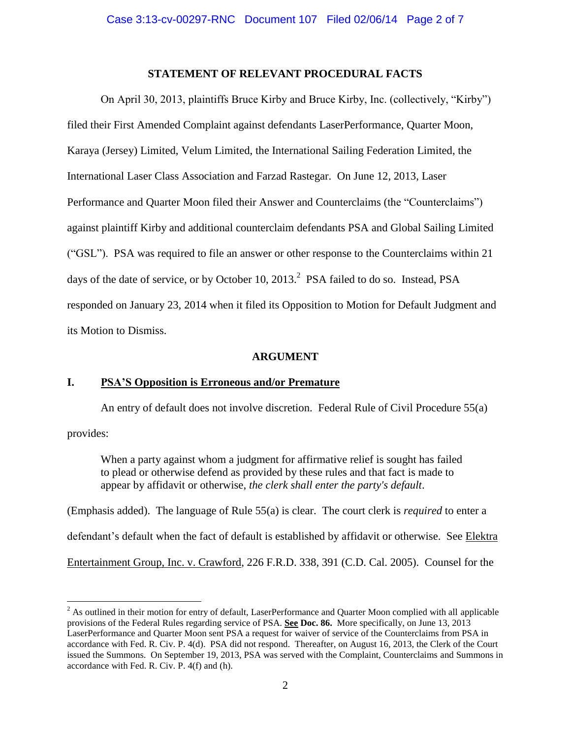## STATEMENT OF RELEVANT PROCEDURAL FACTS

On April 30, 2013, plaintiffs Bruce Kirby and Bruce Kirby, Inc. (collectively, "Kirby") filed their First Amended Complaint against defendants LaserPerformance, Quarter Moon, Karaya (Jersey) Limited, Velum Limited, the International Sailing Federation Limited, the International Laser Class Association and Farzad Rastegar. On June 12, 2013, Laser Performance and Quarter Moon filed their Answer and Counterclaims (the "Counterclaims") against plaintiff Kirby and additional counterclaim defendants PSA and Global Sailing Limited ("GSL"). PSA was required to file an answer or other response to the Counterclaims within 21 days of the date of service, or by October 10, 2013.[2] PSA failed to do so. Instead, PSA responded on January 23, 2014 when it filed its Opposition to Motion for Default Judgment and its Motion to Dismiss.

## ARGUMENT

### I. PSA'S Opposition is Erroneous and/or Premature

An entry of default does not involve discretion. Federal Rule of Civil Procedure 55(a) provides:

> When a party against whom a judgment for affirmative relief is sought has failed to plead or otherwise defend as provided by these rules and that fact is made to appear by affidavit or otherwise, *the clerk shall enter the party's default*.

(Emphasis added). The language of Rule 55(a) is clear. The court clerk is *required* to enter a defendant's default when the fact of default is established by affidavit or otherwise. See Elektra Entertainment Group, Inc. v. Crawford, 226 F.R.D. 338, 391 (C.D. Cal. 2005). Counsel for the

---

[2] As outlined in their motion for entry of default, LaserPerformance and Quarter Moon complied with all applicable provisions of the Federal Rules regarding service of PSA. **See Doc. 86.** More specifically, on June 13, 2013 LaserPerformance and Quarter Moon sent PSA a request for waiver of service of the Counterclaims from PSA in accordance with Fed. R. Civ. P. 4(d). PSA did not respond. Thereafter, on August 16, 2013, the Clerk of the Court issued the Summons. On September 19, 2013, PSA was served with the Complaint, Counterclaims and Summons in accordance with Fed. R. Civ. P. 4(f) and (h).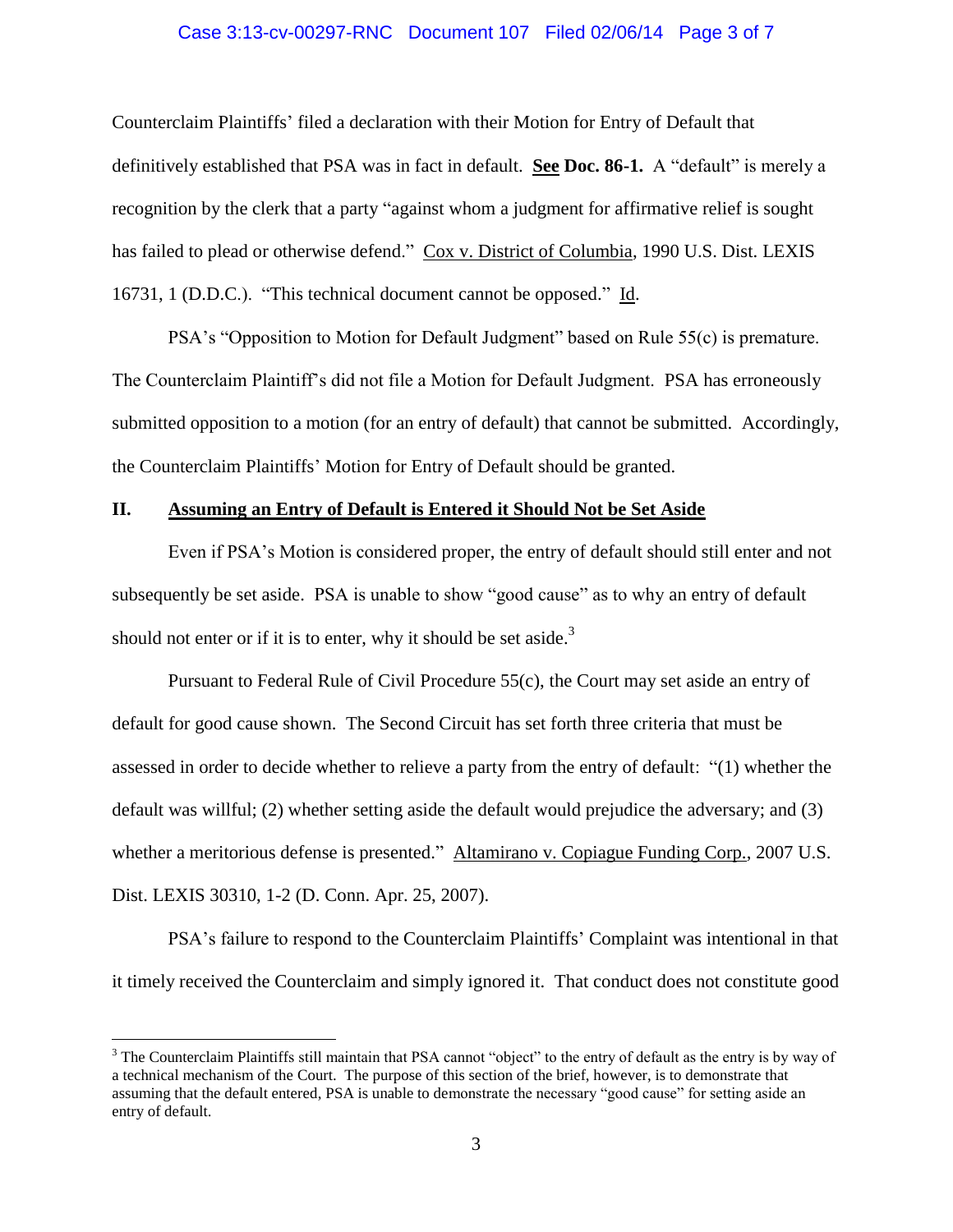Counterclaim Plaintiffs' filed a declaration with their Motion for Entry of Default that definitively established that PSA was in fact in default. **<u>See</u> Doc. 86-1.** A "default" is merely a recognition by the clerk that a party "against whom a judgment for affirmative relief is sought has failed to plead or otherwise defend." <u>Cox v. District of Columbia</u>, 1990 U.S. Dist. LEXIS 16731, 1 (D.D.C.). "This technical document cannot be opposed." <u>Id</u>.

PSA's "Opposition to Motion for Default Judgment" based on Rule 55(c) is premature. The Counterclaim Plaintiff's did not file a Motion for Default Judgment. PSA has erroneously submitted opposition to a motion (for an entry of default) that cannot be submitted. Accordingly, the Counterclaim Plaintiffs' Motion for Entry of Default should be granted.

## II. <u>Assuming an Entry of Default is Entered it Should Not be Set Aside</u>

Even if PSA's Motion is considered proper, the entry of default should still enter and not subsequently be set aside. PSA is unable to show "good cause" as to why an entry of default should not enter or if it is to enter, why it should be set aside.[3]

Pursuant to Federal Rule of Civil Procedure 55(c), the Court may set aside an entry of default for good cause shown. The Second Circuit has set forth three criteria that must be assessed in order to decide whether to relieve a party from the entry of default: "(1) whether the default was willful; (2) whether setting aside the default would prejudice the adversary; and (3) whether a meritorious defense is presented." <u>Altamirano v. Copiague Funding Corp.</u>, 2007 U.S. Dist. LEXIS 30310, 1-2 (D. Conn. Apr. 25, 2007).

PSA's failure to respond to the Counterclaim Plaintiffs' Complaint was intentional in that it timely received the Counterclaim and simply ignored it. That conduct does not constitute good

---

[3] The Counterclaim Plaintiffs still maintain that PSA cannot "object" to the entry of default as the entry is by way of a technical mechanism of the Court. The purpose of this section of the brief, however, is to demonstrate that assuming that the default entered, PSA is unable to demonstrate the necessary "good cause" for setting aside an entry of default.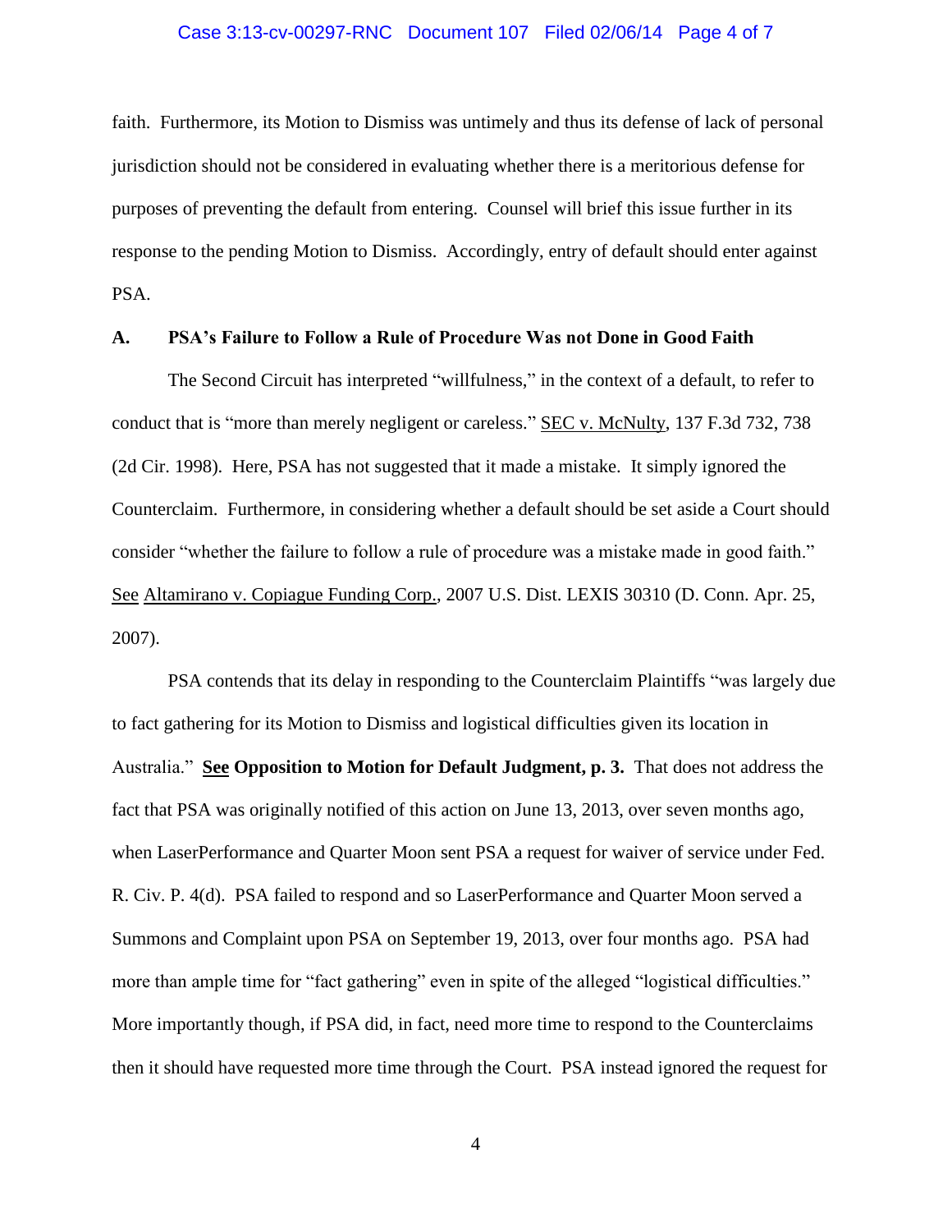faith. Furthermore, its Motion to Dismiss was untimely and thus its defense of lack of personal jurisdiction should not be considered in evaluating whether there is a meritorious defense for purposes of preventing the default from entering. Counsel will brief this issue further in its response to the pending Motion to Dismiss. Accordingly, entry of default should enter against PSA.

### A. PSA's Failure to Follow a Rule of Procedure Was not Done in Good Faith

The Second Circuit has interpreted "willfulness," in the context of a default, to refer to conduct that is "more than merely negligent or careless." SEC v. McNulty, 137 F.3d 732, 738 (2d Cir. 1998). Here, PSA has not suggested that it made a mistake. It simply ignored the Counterclaim. Furthermore, in considering whether a default should be set aside a Court should consider "whether the failure to follow a rule of procedure was a mistake made in good faith." See Altamirano v. Copiague Funding Corp., 2007 U.S. Dist. LEXIS 30310 (D. Conn. Apr. 25, 2007).

PSA contends that its delay in responding to the Counterclaim Plaintiffs "was largely due to fact gathering for its Motion to Dismiss and logistical difficulties given its location in Australia." **See Opposition to Motion for Default Judgment, p. 3.** That does not address the fact that PSA was originally notified of this action on June 13, 2013, over seven months ago, when LaserPerformance and Quarter Moon sent PSA a request for waiver of service under Fed. R. Civ. P. 4(d). PSA failed to respond and so LaserPerformance and Quarter Moon served a Summons and Complaint upon PSA on September 19, 2013, over four months ago. PSA had more than ample time for "fact gathering" even in spite of the alleged "logistical difficulties." More importantly though, if PSA did, in fact, need more time to respond to the Counterclaims then it should have requested more time through the Court. PSA instead ignored the request for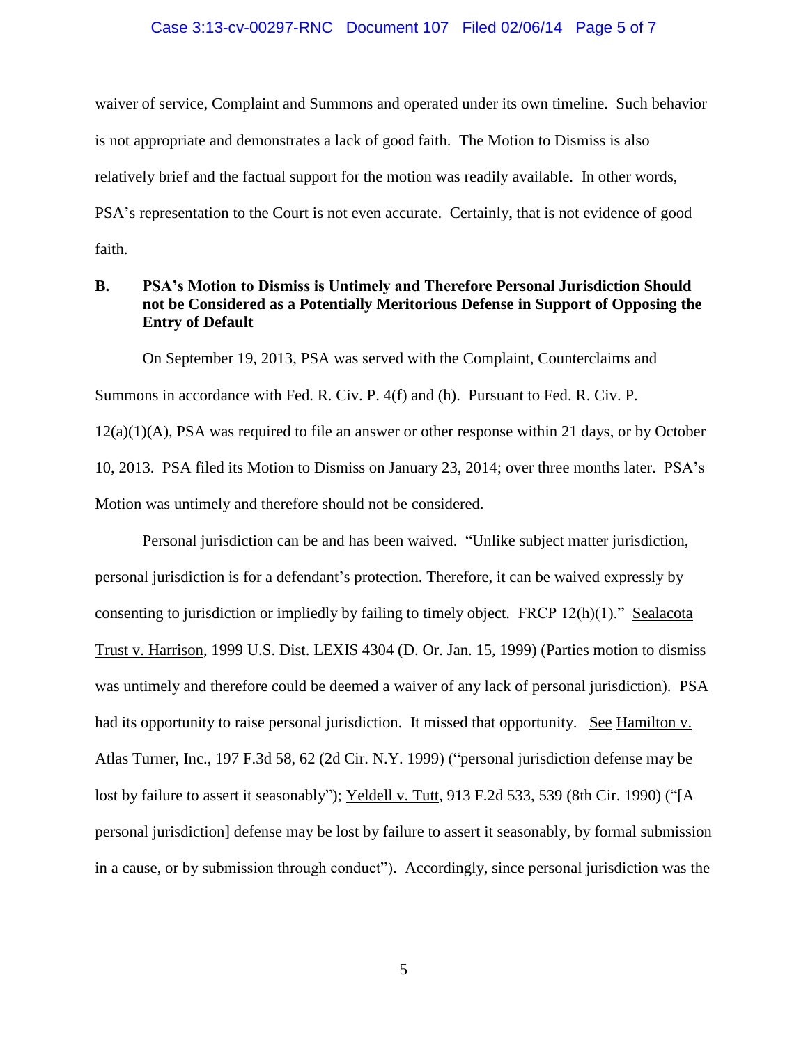waiver of service, Complaint and Summons and operated under its own timeline. Such behavior is not appropriate and demonstrates a lack of good faith. The Motion to Dismiss is also relatively brief and the factual support for the motion was readily available. In other words, PSA's representation to the Court is not even accurate. Certainly, that is not evidence of good faith.

### B. PSA's Motion to Dismiss is Untimely and Therefore Personal Jurisdiction Should not be Considered as a Potentially Meritorious Defense in Support of Opposing the Entry of Default

On September 19, 2013, PSA was served with the Complaint, Counterclaims and Summons in accordance with Fed. R. Civ. P. 4(f) and (h). Pursuant to Fed. R. Civ. P. 12(a)(1)(A), PSA was required to file an answer or other response within 21 days, or by October 10, 2013. PSA filed its Motion to Dismiss on January 23, 2014; over three months later. PSA's Motion was untimely and therefore should not be considered.

Personal jurisdiction can be and has been waived. "Unlike subject matter jurisdiction, personal jurisdiction is for a defendant's protection. Therefore, it can be waived expressly by consenting to jurisdiction or impliedly by failing to timely object. FRCP 12(h)(1)." Sealacota Trust v. Harrison, 1999 U.S. Dist. LEXIS 4304 (D. Or. Jan. 15, 1999) (Parties motion to dismiss was untimely and therefore could be deemed a waiver of any lack of personal jurisdiction). PSA had its opportunity to raise personal jurisdiction. It missed that opportunity. See Hamilton v. Atlas Turner, Inc., 197 F.3d 58, 62 (2d Cir. N.Y. 1999) ("personal jurisdiction defense may be lost by failure to assert it seasonably"); Yeldell v. Tutt, 913 F.2d 533, 539 (8th Cir. 1990) ("[A personal jurisdiction] defense may be lost by failure to assert it seasonably, by formal submission in a cause, or by submission through conduct"). Accordingly, since personal jurisdiction was the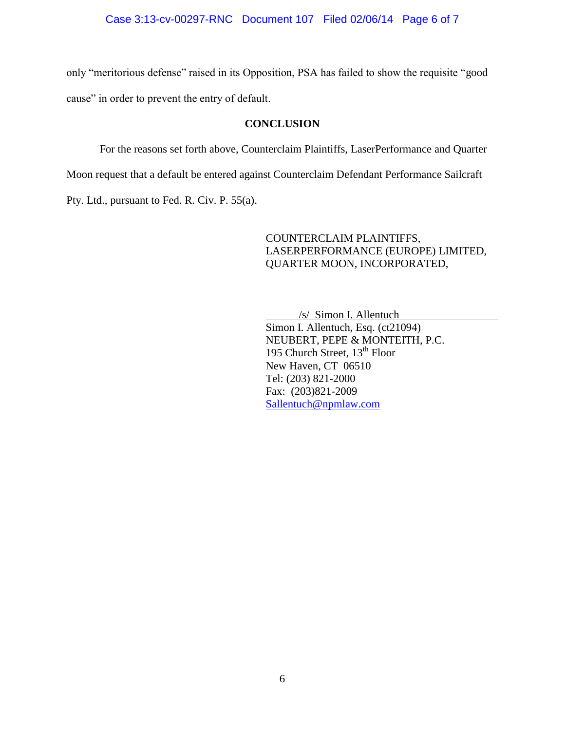only "meritorious defense" raised in its Opposition, PSA has failed to show the requisite "good cause" in order to prevent the entry of default.

## CONCLUSION

For the reasons set forth above, Counterclaim Plaintiffs, LaserPerformance and Quarter Moon request that a default be entered against Counterclaim Defendant Performance Sailcraft Pty. Ltd., pursuant to Fed. R. Civ. P. 55(a).

COUNTERCLAIM PLAINTIFFS,
LASERPERFORMANCE (EUROPE) LIMITED,
QUARTER MOON, INCORPORATED,

/s/ Simon I. Allentuch
Simon I. Allentuch, Esq. (ct21094)
NEUBERT, PEPE & MONTEITH, P.C.
195 Church Street, 13th Floor
New Haven, CT 06510
Tel: (203) 821-2000
Fax: (203)821-2009
Sallentuch@npmlaw.com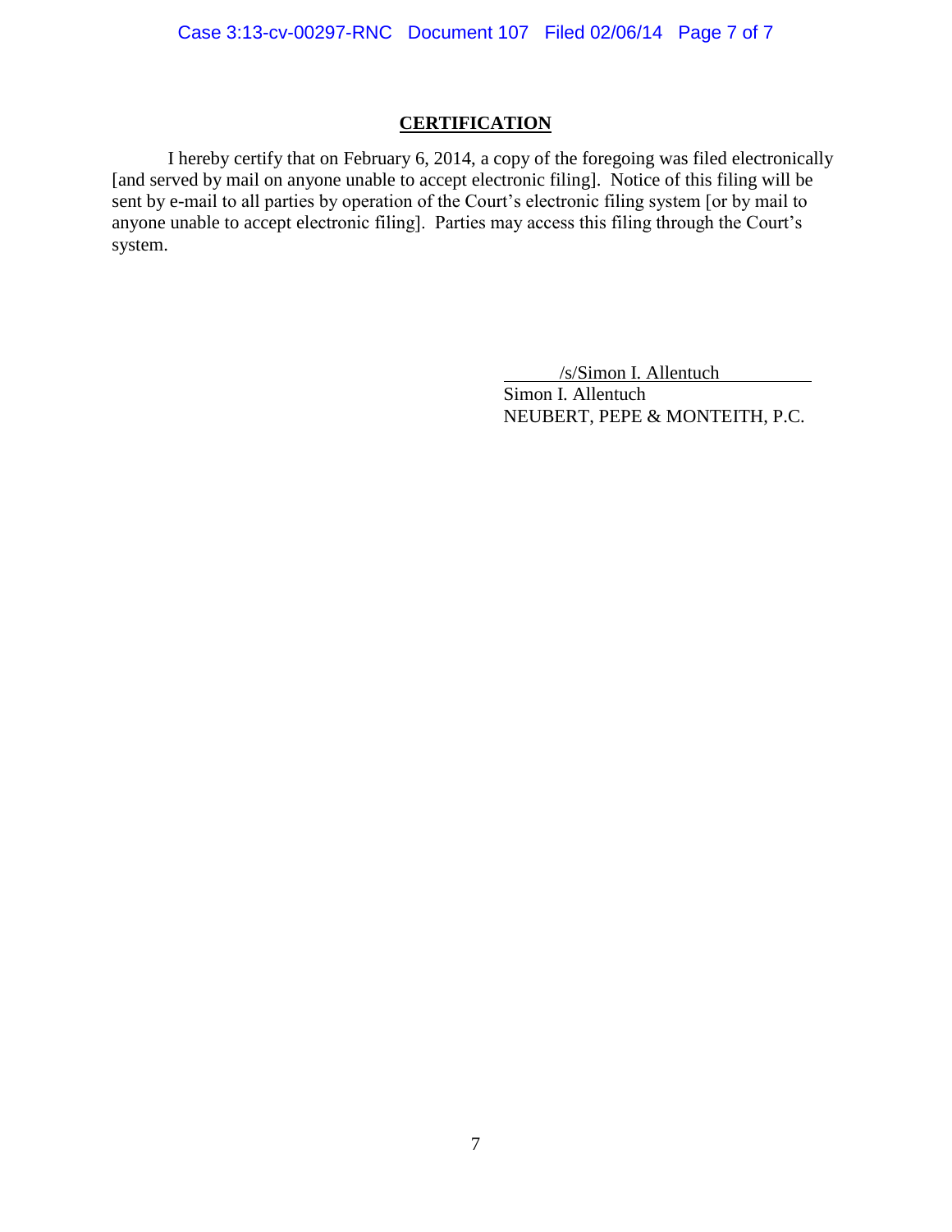## CERTIFICATION

I hereby certify that on February 6, 2014, a copy of the foregoing was filed electronically [and served by mail on anyone unable to accept electronic filing]. Notice of this filing will be sent by e-mail to all parties by operation of the Court's electronic filing system [or by mail to anyone unable to accept electronic filing]. Parties may access this filing through the Court's system.

/s/Simon I. Allentuch  
Simon I. Allentuch  
NEUBERT, PEPE & MONTEITH, P.C.